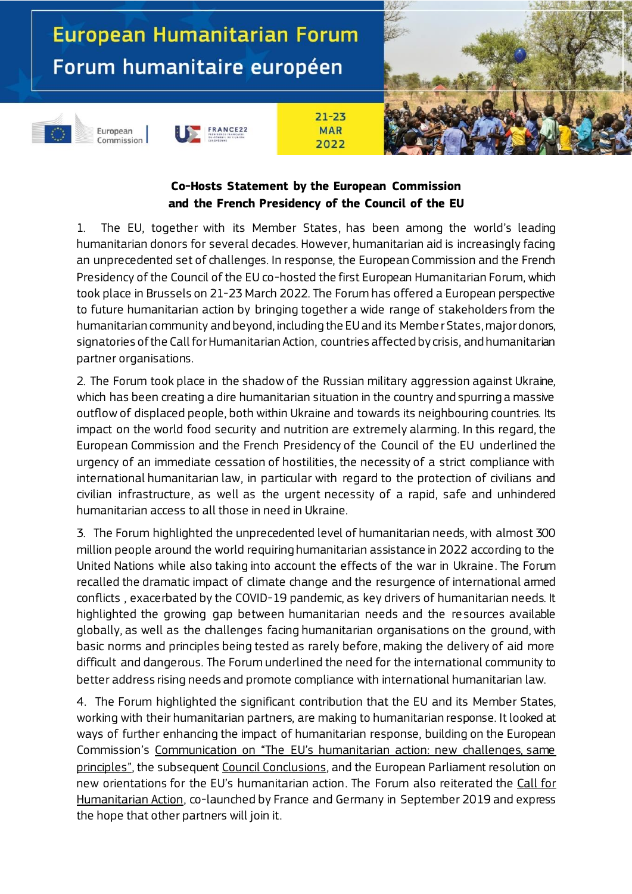# European Humanitarian Forum

# Forum humanitaire européen

European Commission

21-23 MAR 2022

**Co-Hosts Statement by the European Commission and the French Presidency of the Council of the EU**

1. The EU, together with its Member States, has been among the world's leading humanitarian donors for several decades. However, humanitarian aid is increasingly facing an unprecedented set of challenges. In response, the European Commission and the French Presidency of the Council of the EU co-hosted the first European Humanitarian Forum, which took place in Brussels on 21-23 March 2022. The Forum has offered a European perspective to future humanitarian action by bringing together a wide range of stakeholders from the humanitarian community and beyond, including the EU and its Member States, major donors, signatories of the Call for Humanitarian Action, countries affected by crisis, and humanitarian partner organisations.

2. The Forum took place in the shadow of the Russian military aggression against Ukraine, which has been creating a dire humanitarian situation in the country and spurring a massive outflow of displaced people, both within Ukraine and towards its neighbouring countries. Its impact on the world food security and nutrition are extremely alarming. In this regard, the European Commission and the French Presidency of the Council of the EU underlined the urgency of an immediate cessation of hostilities, the necessity of a strict compliance with international humanitarian law, in particular with regard to the protection of civilians and civilian infrastructure, as well as the urgent necessity of a rapid, safe and unhindered humanitarian access to all those in need in Ukraine.

3. The Forum highlighted the unprecedented level of humanitarian needs, with almost 300 million people around the world requiring humanitarian assistance in 2022 according to the United Nations while also taking into account the effects of the war in Ukraine. The Forum recalled the dramatic impact of climate change and the resurgence of international armed conflicts , exacerbated by the COVID-19 pandemic, as key drivers of humanitarian needs. It highlighted the growing gap between humanitarian needs and the resources available globally, as well as the challenges facing humanitarian organisations on the ground, with basic norms and principles being tested as rarely before, making the delivery of aid more difficult and dangerous. The Forum underlined the need for the international community to better address rising needs and promote compliance with international humanitarian law.

4. The Forum highlighted the significant contribution that the EU and its Member States, working with their humanitarian partners, are making to humanitarian response. It looked at ways of further enhancing the impact of humanitarian response, building on the European Commission's Communication on "The EU's humanitarian action: new challenges, same principles", the subsequent Council Conclusions, and the European Parliament resolution on new orientations for the EU's humanitarian action. The Forum also reiterated the Call for Humanitarian Action, co-launched by France and Germany in September 2019 and express the hope that other partners will join it.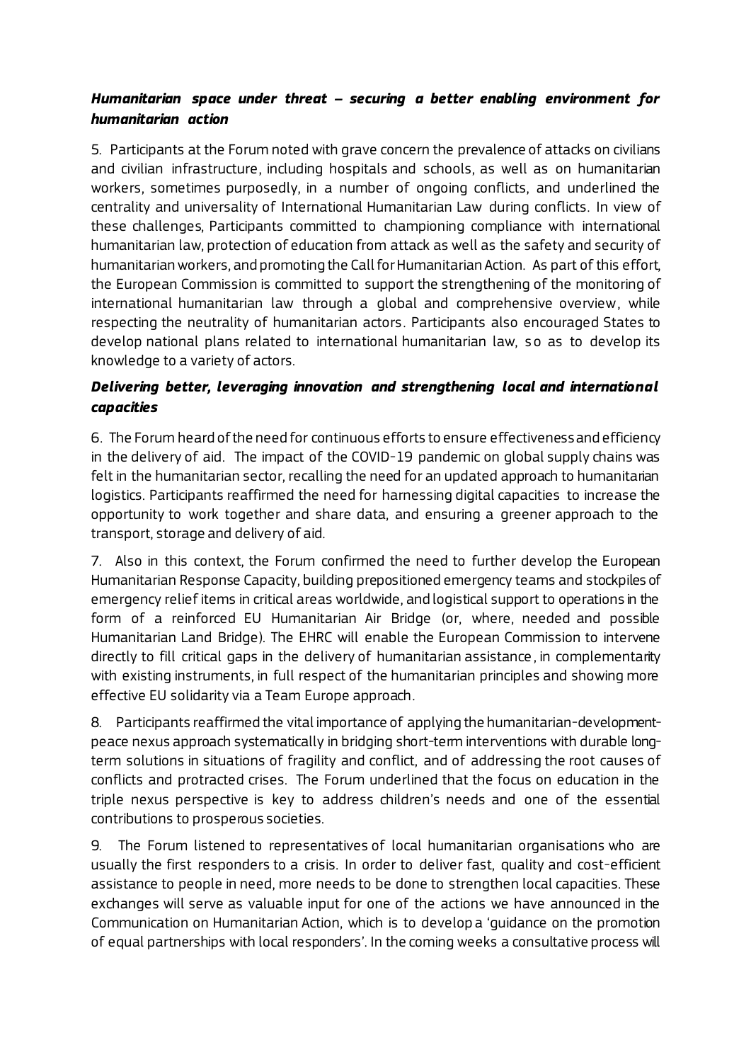***Humanitarian space under threat – securing a better enabling environment for humanitarian action***

5. Participants at the Forum noted with grave concern the prevalence of attacks on civilians and civilian infrastructure, including hospitals and schools, as well as on humanitarian workers, sometimes purposedly, in a number of ongoing conflicts, and underlined the centrality and universality of International Humanitarian Law during conflicts. In view of these challenges, Participants committed to championing compliance with international humanitarian law, protection of education from attack as well as the safety and security of humanitarian workers, and promoting the Call for Humanitarian Action. As part of this effort, the European Commission is committed to support the strengthening of the monitoring of international humanitarian law through a global and comprehensive overview, while respecting the neutrality of humanitarian actors. Participants also encouraged States to develop national plans related to international humanitarian law, so as to develop its knowledge to a variety of actors.

***Delivering better, leveraging innovation and strengthening local and international capacities***

6. The Forum heard of the need for continuous efforts to ensure effectiveness and efficiency in the delivery of aid. The impact of the COVID-19 pandemic on global supply chains was felt in the humanitarian sector, recalling the need for an updated approach to humanitarian logistics. Participants reaffirmed the need for harnessing digital capacities to increase the opportunity to work together and share data, and ensuring a greener approach to the transport, storage and delivery of aid.

7. Also in this context, the Forum confirmed the need to further develop the European Humanitarian Response Capacity, building prepositioned emergency teams and stockpiles of emergency relief items in critical areas worldwide, and logistical support to operations in the form of a reinforced EU Humanitarian Air Bridge (or, where, needed and possible Humanitarian Land Bridge). The EHRC will enable the European Commission to intervene directly to fill critical gaps in the delivery of humanitarian assistance, in complementarity with existing instruments, in full respect of the humanitarian principles and showing more effective EU solidarity via a Team Europe approach.

8. Participants reaffirmed the vital importance of applying the humanitarian-development-peace nexus approach systematically in bridging short-term interventions with durable long-term solutions in situations of fragility and conflict, and of addressing the root causes of conflicts and protracted crises. The Forum underlined that the focus on education in the triple nexus perspective is key to address children's needs and one of the essential contributions to prosperous societies.

9. The Forum listened to representatives of local humanitarian organisations who are usually the first responders to a crisis. In order to deliver fast, quality and cost-efficient assistance to people in need, more needs to be done to strengthen local capacities. These exchanges will serve as valuable input for one of the actions we have announced in the Communication on Humanitarian Action, which is to develop a 'guidance on the promotion of equal partnerships with local responders'. In the coming weeks a consultative process will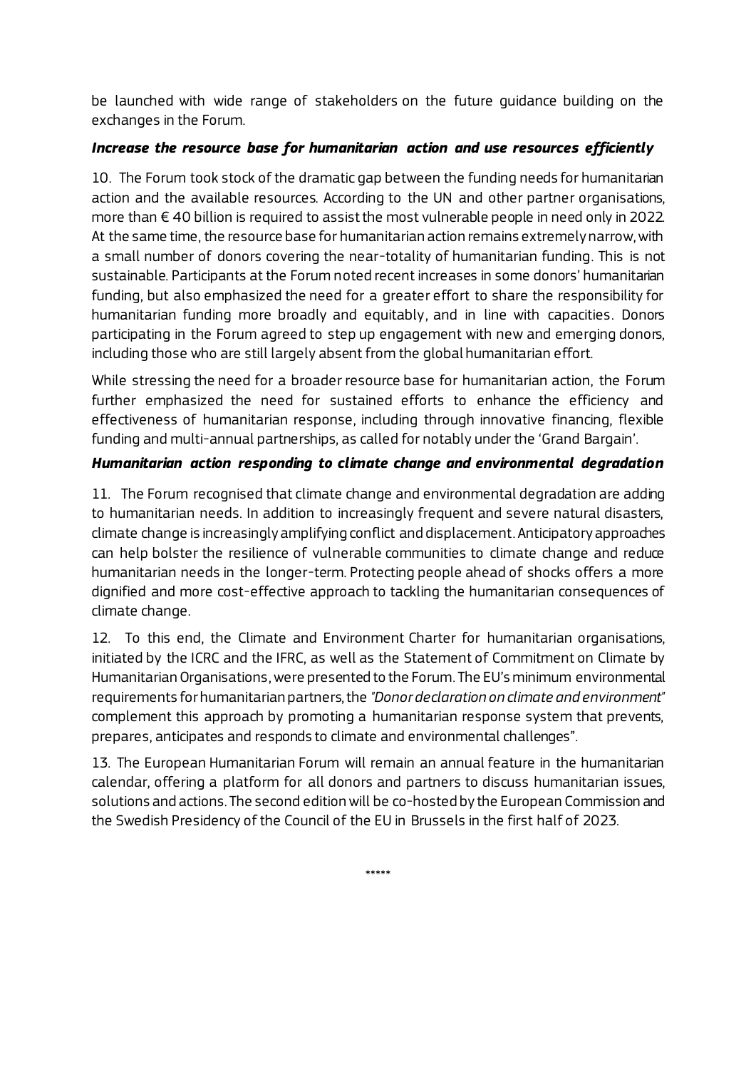be launched with wide range of stakeholders on the future guidance building on the exchanges in the Forum.

***Increase the resource base for humanitarian action and use resources efficiently***

10. The Forum took stock of the dramatic gap between the funding needs for humanitarian action and the available resources. According to the UN and other partner organisations, more than € 40 billion is required to assist the most vulnerable people in need only in 2022. At the same time, the resource base for humanitarian action remains extremely narrow, with a small number of donors covering the near-totality of humanitarian funding. This is not sustainable. Participants at the Forum noted recent increases in some donors' humanitarian funding, but also emphasized the need for a greater effort to share the responsibility for humanitarian funding more broadly and equitably, and in line with capacities. Donors participating in the Forum agreed to step up engagement with new and emerging donors, including those who are still largely absent from the global humanitarian effort.

While stressing the need for a broader resource base for humanitarian action, the Forum further emphasized the need for sustained efforts to enhance the efficiency and effectiveness of humanitarian response, including through innovative financing, flexible funding and multi-annual partnerships, as called for notably under the 'Grand Bargain'.

***Humanitarian action responding to climate change and environmental degradation***

11. The Forum recognised that climate change and environmental degradation are adding to humanitarian needs. In addition to increasingly frequent and severe natural disasters, climate change is increasingly amplifying conflict and displacement. Anticipatory approaches can help bolster the resilience of vulnerable communities to climate change and reduce humanitarian needs in the longer-term. Protecting people ahead of shocks offers a more dignified and more cost-effective approach to tackling the humanitarian consequences of climate change.

12. To this end, the Climate and Environment Charter for humanitarian organisations, initiated by the ICRC and the IFRC, as well as the Statement of Commitment on Climate by Humanitarian Organisations, were presented to the Forum. The EU's minimum environmental requirements for humanitarian partners, the *"Donor declaration on climate and environment"* complement this approach by promoting a humanitarian response system that prevents, prepares, anticipates and responds to climate and environmental challenges".

13. The European Humanitarian Forum will remain an annual feature in the humanitarian calendar, offering a platform for all donors and partners to discuss humanitarian issues, solutions and actions. The second edition will be co-hosted by the European Commission and the Swedish Presidency of the Council of the EU in Brussels in the first half of 2023.

*****